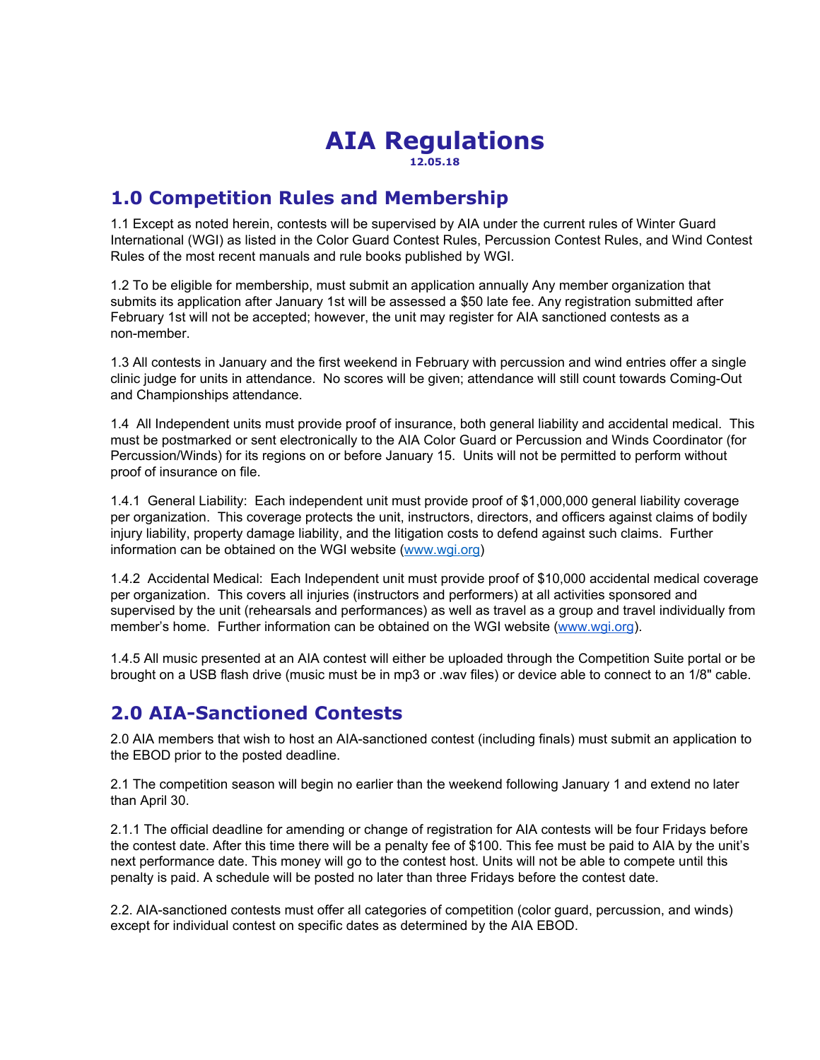# AIA Regulations

**12.05.18**

## 1.0 Competition Rules and Membership

1.1 Except as noted herein, contests will be supervised by AIA under the current rules of Winter Guard International (WGI) as listed in the Color Guard Contest Rules, Percussion Contest Rules, and Wind Contest Rules of the most recent manuals and rule books published by WGI.

1.2 To be eligible for membership, must submit an application annually Any member organization that submits its application after January 1st will be assessed a $50 late fee. Any registration submitted after February 1st will not be accepted; however, the unit may register for AIA sanctioned contests as a non-member.

1.3 All contests in January and the first weekend in February with percussion and wind entries offer a single clinic judge for units in attendance. No scores will be given; attendance will still count towards Coming-Out and Championships attendance.

1.4 All Independent units must provide proof of insurance, both general liability and accidental medical. This must be postmarked or sent electronically to the AIA Color Guard or Percussion and Winds Coordinator (for Percussion/Winds) for its regions on or before January 15. Units will not be permitted to perform without proof of insurance on file.

1.4.1 General Liability: Each independent unit must provide proof of $1,000,000 general liability coverage per organization. This coverage protects the unit, instructors, directors, and officers against claims of bodily injury liability, property damage liability, and the litigation costs to defend against such claims. Further information can be obtained on the WGI website (www.wgi.org)

1.4.2 Accidental Medical: Each Independent unit must provide proof of $10,000 accidental medical coverage per organization. This covers all injuries (instructors and performers) at all activities sponsored and supervised by the unit (rehearsals and performances) as well as travel as a group and travel individually from member's home. Further information can be obtained on the WGI website (www.wgi.org).

1.4.5 All music presented at an AIA contest will either be uploaded through the Competition Suite portal or be brought on a USB flash drive (music must be in mp3 or .wav files) or device able to connect to an 1/8" cable.

## 2.0 AIA-Sanctioned Contests

2.0 AIA members that wish to host an AIA-sanctioned contest (including finals) must submit an application to the EBOD prior to the posted deadline.

2.1 The competition season will begin no earlier than the weekend following January 1 and extend no later than April 30.

2.1.1 The official deadline for amending or change of registration for AIA contests will be four Fridays before the contest date. After this time there will be a penalty fee of $100. This fee must be paid to AIA by the unit's next performance date. This money will go to the contest host. Units will not be able to compete until this penalty is paid. A schedule will be posted no later than three Fridays before the contest date.

2.2. AIA-sanctioned contests must offer all categories of competition (color guard, percussion, and winds) except for individual contest on specific dates as determined by the AIA EBOD.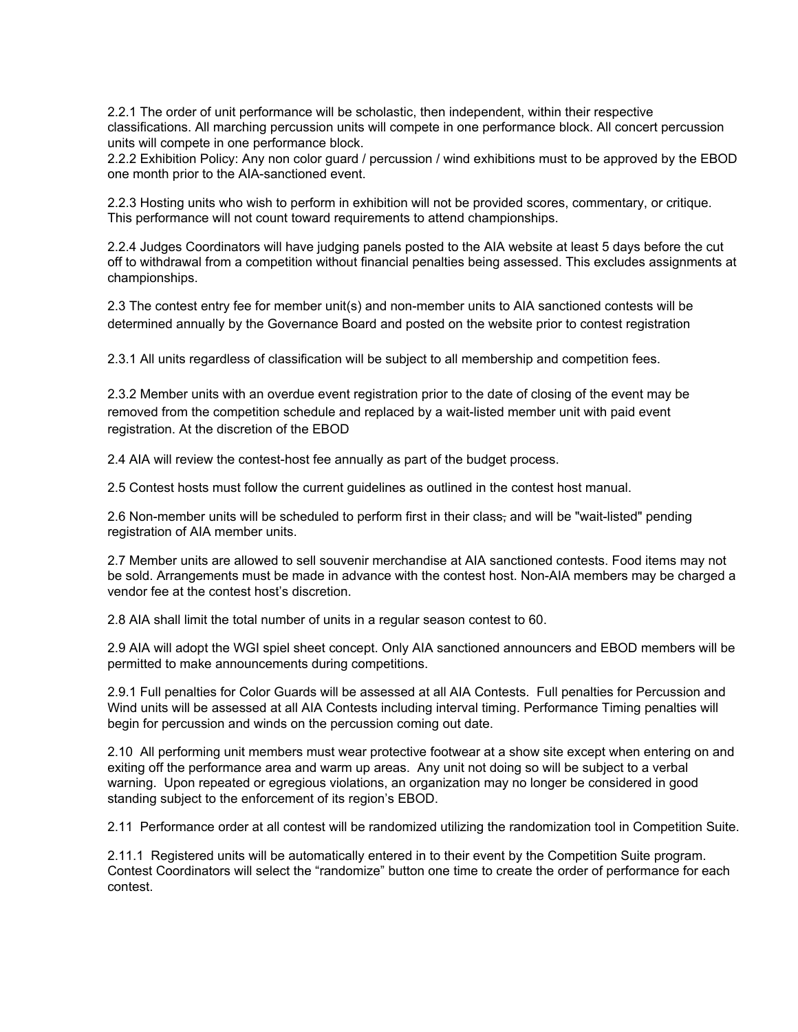2.2.1 The order of unit performance will be scholastic, then independent, within their respective classifications. All marching percussion units will compete in one performance block. All concert percussion units will compete in one performance block.
2.2.2 Exhibition Policy: Any non color guard / percussion / wind exhibitions must to be approved by the EBOD one month prior to the AIA-sanctioned event.

2.2.3 Hosting units who wish to perform in exhibition will not be provided scores, commentary, or critique. This performance will not count toward requirements to attend championships.

2.2.4 Judges Coordinators will have judging panels posted to the AIA website at least 5 days before the cut off to withdrawal from a competition without financial penalties being assessed. This excludes assignments at championships.

2.3 The contest entry fee for member unit(s) and non-member units to AIA sanctioned contests will be determined annually by the Governance Board and posted on the website prior to contest registration

2.3.1 All units regardless of classification will be subject to all membership and competition fees.

2.3.2 Member units with an overdue event registration prior to the date of closing of the event may be removed from the competition schedule and replaced by a wait-listed member unit with paid event registration. At the discretion of the EBOD

2.4 AIA will review the contest-host fee annually as part of the budget process.

2.5 Contest hosts must follow the current guidelines as outlined in the contest host manual.

2.6 Non-member units will be scheduled to perform first in their class, and will be "wait-listed" pending registration of AIA member units.

2.7 Member units are allowed to sell souvenir merchandise at AIA sanctioned contests. Food items may not be sold. Arrangements must be made in advance with the contest host. Non-AIA members may be charged a vendor fee at the contest host's discretion.

2.8 AIA shall limit the total number of units in a regular season contest to 60.

2.9 AIA will adopt the WGI spiel sheet concept. Only AIA sanctioned announcers and EBOD members will be permitted to make announcements during competitions.

2.9.1 Full penalties for Color Guards will be assessed at all AIA Contests. Full penalties for Percussion and Wind units will be assessed at all AIA Contests including interval timing. Performance Timing penalties will begin for percussion and winds on the percussion coming out date.

2.10 All performing unit members must wear protective footwear at a show site except when entering on and exiting off the performance area and warm up areas. Any unit not doing so will be subject to a verbal warning. Upon repeated or egregious violations, an organization may no longer be considered in good standing subject to the enforcement of its region's EBOD.

2.11 Performance order at all contest will be randomized utilizing the randomization tool in Competition Suite.

2.11.1 Registered units will be automatically entered in to their event by the Competition Suite program. Contest Coordinators will select the "randomize" button one time to create the order of performance for each contest.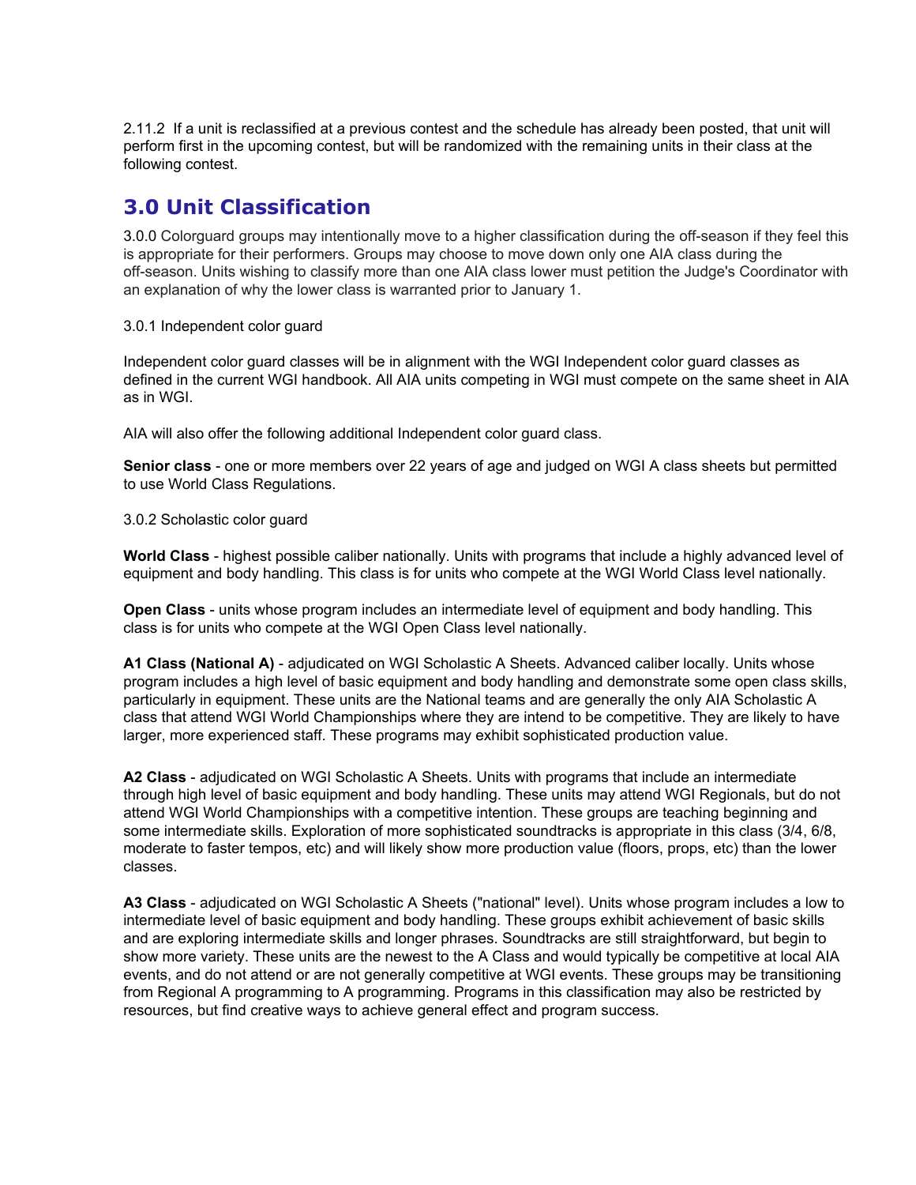2.11.2 If a unit is reclassified at a previous contest and the schedule has already been posted, that unit will perform first in the upcoming contest, but will be randomized with the remaining units in their class at the following contest.

## 3.0 Unit Classification

3.0.0 Colorguard groups may intentionally move to a higher classification during the off-season if they feel this is appropriate for their performers. Groups may choose to move down only one AIA class during the off-season. Units wishing to classify more than one AIA class lower must petition the Judge's Coordinator with an explanation of why the lower class is warranted prior to January 1.

3.0.1 Independent color guard

Independent color guard classes will be in alignment with the WGI Independent color guard classes as defined in the current WGI handbook. All AIA units competing in WGI must compete on the same sheet in AIA as in WGI.

AIA will also offer the following additional Independent color guard class.

**Senior class** - one or more members over 22 years of age and judged on WGI A class sheets but permitted to use World Class Regulations.

3.0.2 Scholastic color guard

**World Class** - highest possible caliber nationally. Units with programs that include a highly advanced level of equipment and body handling. This class is for units who compete at the WGI World Class level nationally.

**Open Class** - units whose program includes an intermediate level of equipment and body handling. This class is for units who compete at the WGI Open Class level nationally.

**A1 Class (National A)** - adjudicated on WGI Scholastic A Sheets. Advanced caliber locally. Units whose program includes a high level of basic equipment and body handling and demonstrate some open class skills, particularly in equipment. These units are the National teams and are generally the only AIA Scholastic A class that attend WGI World Championships where they are intend to be competitive. They are likely to have larger, more experienced staff. These programs may exhibit sophisticated production value.

**A2 Class** - adjudicated on WGI Scholastic A Sheets. Units with programs that include an intermediate through high level of basic equipment and body handling. These units may attend WGI Regionals, but do not attend WGI World Championships with a competitive intention. These groups are teaching beginning and some intermediate skills. Exploration of more sophisticated soundtracks is appropriate in this class (3/4, 6/8, moderate to faster tempos, etc) and will likely show more production value (floors, props, etc) than the lower classes.

**A3 Class** - adjudicated on WGI Scholastic A Sheets ("national" level). Units whose program includes a low to intermediate level of basic equipment and body handling. These groups exhibit achievement of basic skills and are exploring intermediate skills and longer phrases. Soundtracks are still straightforward, but begin to show more variety. These units are the newest to the A Class and would typically be competitive at local AIA events, and do not attend or are not generally competitive at WGI events. These groups may be transitioning from Regional A programming to A programming. Programs in this classification may also be restricted by resources, but find creative ways to achieve general effect and program success.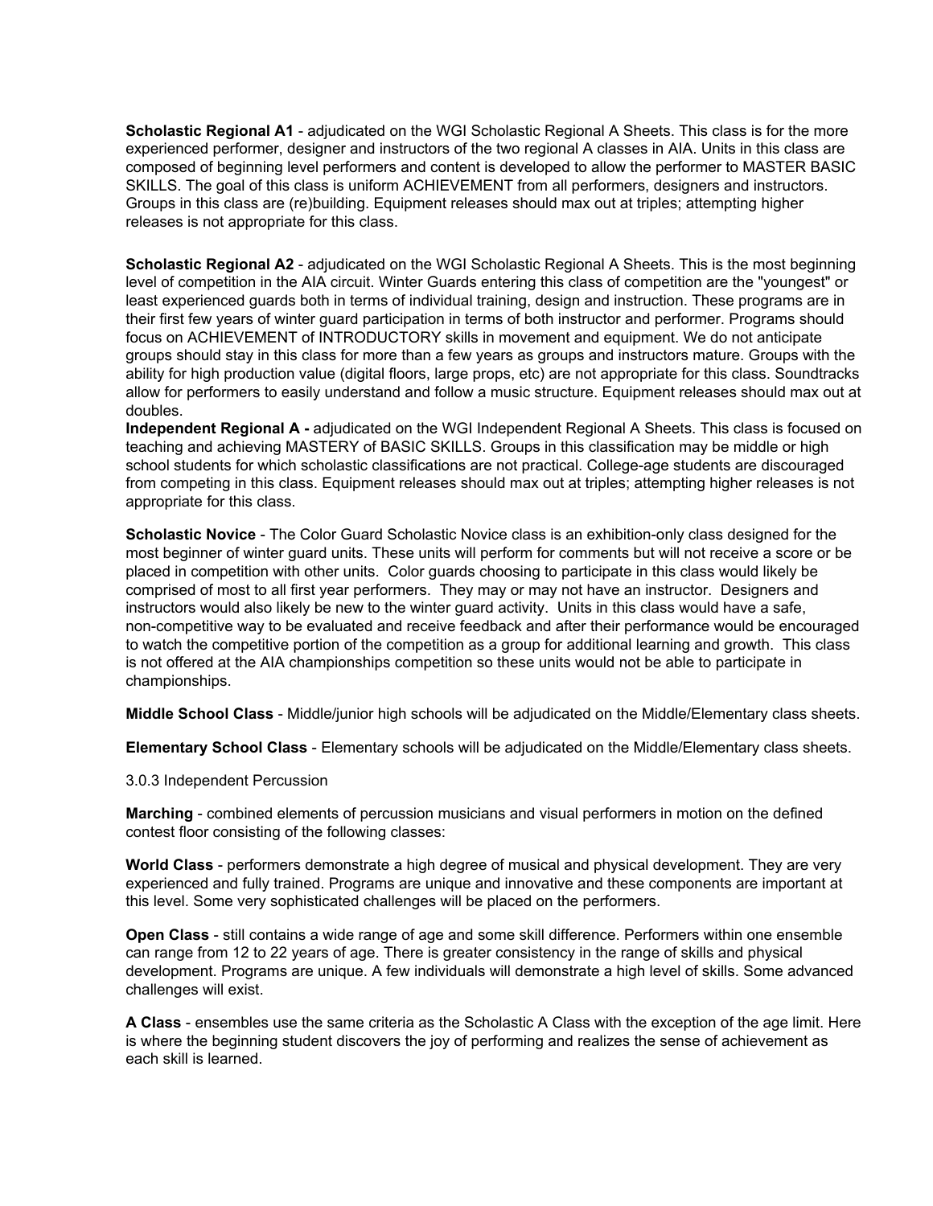**Scholastic Regional A1** - adjudicated on the WGI Scholastic Regional A Sheets. This class is for the more experienced performer, designer and instructors of the two regional A classes in AIA. Units in this class are composed of beginning level performers and content is developed to allow the performer to MASTER BASIC SKILLS. The goal of this class is uniform ACHIEVEMENT from all performers, designers and instructors. Groups in this class are (re)building. Equipment releases should max out at triples; attempting higher releases is not appropriate for this class.

**Scholastic Regional A2** - adjudicated on the WGI Scholastic Regional A Sheets. This is the most beginning level of competition in the AIA circuit. Winter Guards entering this class of competition are the "youngest" or least experienced guards both in terms of individual training, design and instruction. These programs are in their first few years of winter guard participation in terms of both instructor and performer. Programs should focus on ACHIEVEMENT of INTRODUCTORY skills in movement and equipment. We do not anticipate groups should stay in this class for more than a few years as groups and instructors mature. Groups with the ability for high production value (digital floors, large props, etc) are not appropriate for this class. Soundtracks allow for performers to easily understand and follow a music structure. Equipment releases should max out at doubles.

**Independent Regional A -** adjudicated on the WGI Independent Regional A Sheets. This class is focused on teaching and achieving MASTERY of BASIC SKILLS. Groups in this classification may be middle or high school students for which scholastic classifications are not practical. College-age students are discouraged from competing in this class. Equipment releases should max out at triples; attempting higher releases is not appropriate for this class.

**Scholastic Novice** - The Color Guard Scholastic Novice class is an exhibition-only class designed for the most beginner of winter guard units. These units will perform for comments but will not receive a score or be placed in competition with other units. Color guards choosing to participate in this class would likely be comprised of most to all first year performers. They may or may not have an instructor. Designers and instructors would also likely be new to the winter guard activity. Units in this class would have a safe, non-competitive way to be evaluated and receive feedback and after their performance would be encouraged to watch the competitive portion of the competition as a group for additional learning and growth. This class is not offered at the AIA championships competition so these units would not be able to participate in championships.

**Middle School Class** - Middle/junior high schools will be adjudicated on the Middle/Elementary class sheets.

**Elementary School Class** - Elementary schools will be adjudicated on the Middle/Elementary class sheets.

3.0.3 Independent Percussion

**Marching** - combined elements of percussion musicians and visual performers in motion on the defined contest floor consisting of the following classes:

**World Class** - performers demonstrate a high degree of musical and physical development. They are very experienced and fully trained. Programs are unique and innovative and these components are important at this level. Some very sophisticated challenges will be placed on the performers.

**Open Class** - still contains a wide range of age and some skill difference. Performers within one ensemble can range from 12 to 22 years of age. There is greater consistency in the range of skills and physical development. Programs are unique. A few individuals will demonstrate a high level of skills. Some advanced challenges will exist.

**A Class** - ensembles use the same criteria as the Scholastic A Class with the exception of the age limit. Here is where the beginning student discovers the joy of performing and realizes the sense of achievement as each skill is learned.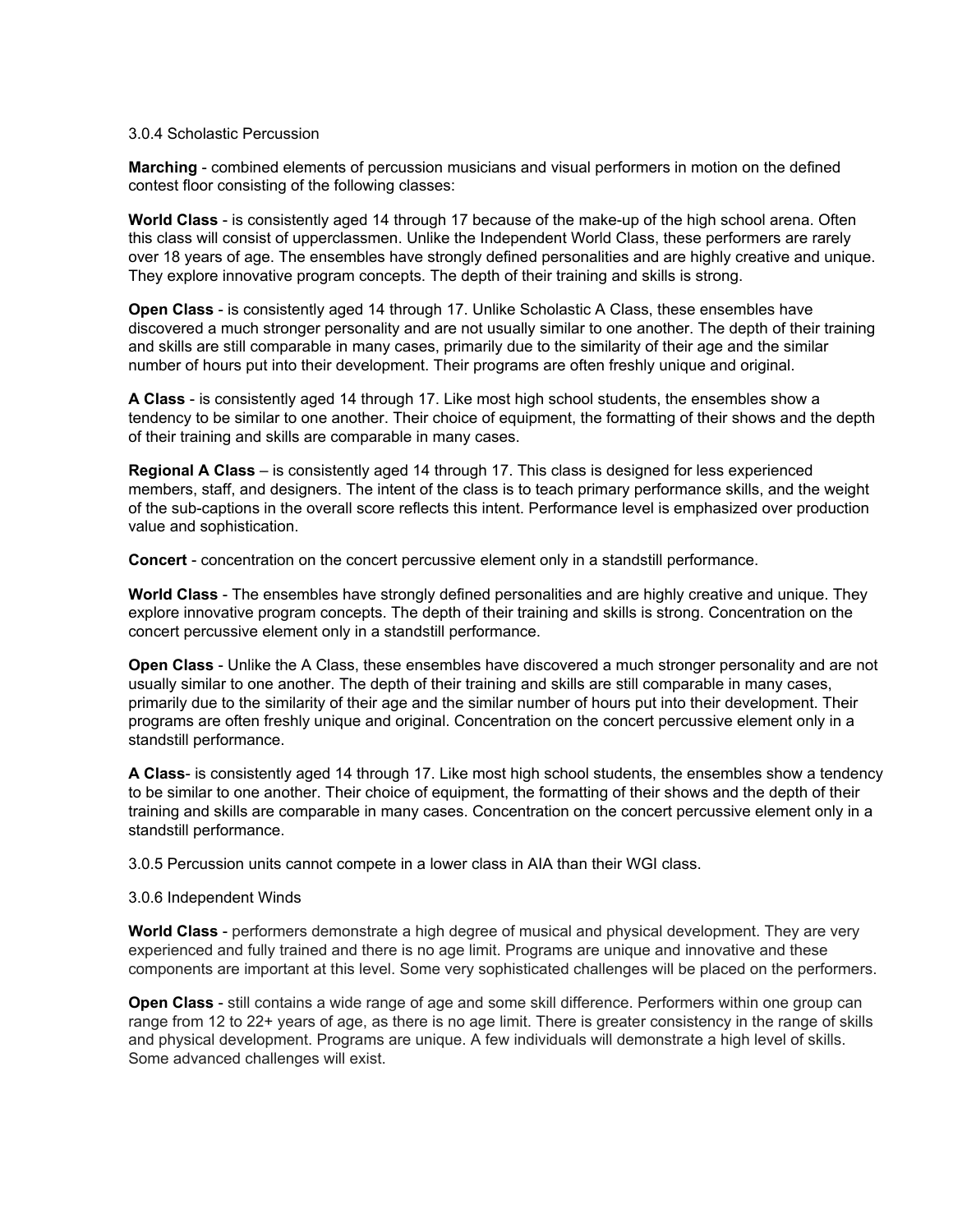3.0.4 Scholastic Percussion

**Marching** - combined elements of percussion musicians and visual performers in motion on the defined contest floor consisting of the following classes:

**World Class** - is consistently aged 14 through 17 because of the make-up of the high school arena. Often this class will consist of upperclassmen. Unlike the Independent World Class, these performers are rarely over 18 years of age. The ensembles have strongly defined personalities and are highly creative and unique. They explore innovative program concepts. The depth of their training and skills is strong.

**Open Class** - is consistently aged 14 through 17. Unlike Scholastic A Class, these ensembles have discovered a much stronger personality and are not usually similar to one another. The depth of their training and skills are still comparable in many cases, primarily due to the similarity of their age and the similar number of hours put into their development. Their programs are often freshly unique and original.

**A Class** - is consistently aged 14 through 17. Like most high school students, the ensembles show a tendency to be similar to one another. Their choice of equipment, the formatting of their shows and the depth of their training and skills are comparable in many cases.

**Regional A Class** – is consistently aged 14 through 17. This class is designed for less experienced members, staff, and designers. The intent of the class is to teach primary performance skills, and the weight of the sub-captions in the overall score reflects this intent. Performance level is emphasized over production value and sophistication.

**Concert** - concentration on the concert percussive element only in a standstill performance.

**World Class** - The ensembles have strongly defined personalities and are highly creative and unique. They explore innovative program concepts. The depth of their training and skills is strong. Concentration on the concert percussive element only in a standstill performance.

**Open Class** - Unlike the A Class, these ensembles have discovered a much stronger personality and are not usually similar to one another. The depth of their training and skills are still comparable in many cases, primarily due to the similarity of their age and the similar number of hours put into their development. Their programs are often freshly unique and original. Concentration on the concert percussive element only in a standstill performance.

**A Class**- is consistently aged 14 through 17. Like most high school students, the ensembles show a tendency to be similar to one another. Their choice of equipment, the formatting of their shows and the depth of their training and skills are comparable in many cases. Concentration on the concert percussive element only in a standstill performance.

3.0.5 Percussion units cannot compete in a lower class in AIA than their WGI class.

3.0.6 Independent Winds

**World Class** - performers demonstrate a high degree of musical and physical development. They are very experienced and fully trained and there is no age limit. Programs are unique and innovative and these components are important at this level. Some very sophisticated challenges will be placed on the performers.

**Open Class** - still contains a wide range of age and some skill difference. Performers within one group can range from 12 to 22+ years of age, as there is no age limit. There is greater consistency in the range of skills and physical development. Programs are unique. A few individuals will demonstrate a high level of skills. Some advanced challenges will exist.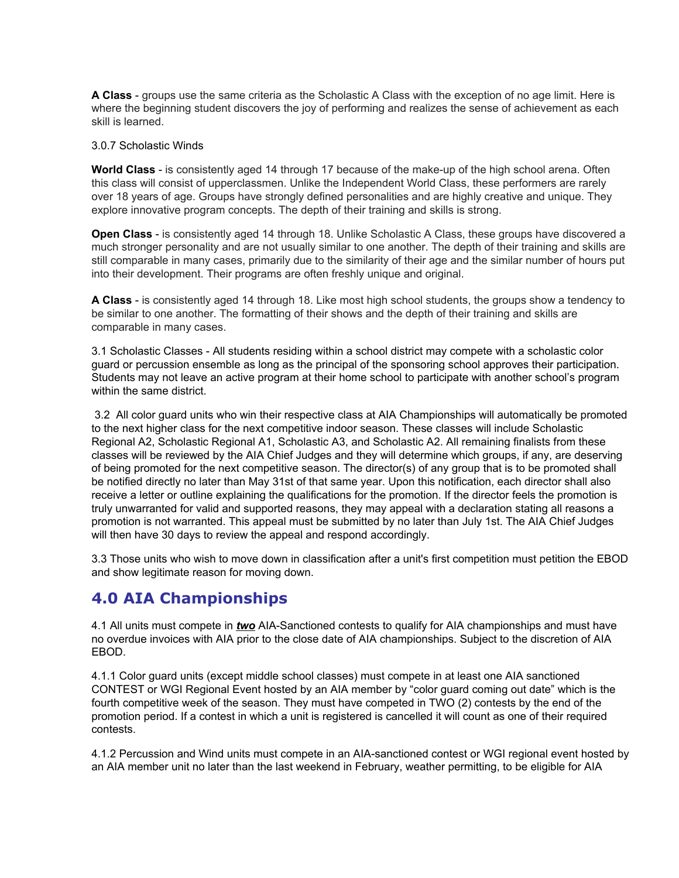**A Class** - groups use the same criteria as the Scholastic A Class with the exception of no age limit. Here is where the beginning student discovers the joy of performing and realizes the sense of achievement as each skill is learned.

3.0.7 Scholastic Winds

**World Class** - is consistently aged 14 through 17 because of the make-up of the high school arena. Often this class will consist of upperclassmen. Unlike the Independent World Class, these performers are rarely over 18 years of age. Groups have strongly defined personalities and are highly creative and unique. They explore innovative program concepts. The depth of their training and skills is strong.

**Open Class** - is consistently aged 14 through 18. Unlike Scholastic A Class, these groups have discovered a much stronger personality and are not usually similar to one another. The depth of their training and skills are still comparable in many cases, primarily due to the similarity of their age and the similar number of hours put into their development. Their programs are often freshly unique and original.

**A Class** - is consistently aged 14 through 18. Like most high school students, the groups show a tendency to be similar to one another. The formatting of their shows and the depth of their training and skills are comparable in many cases.

3.1 Scholastic Classes - All students residing within a school district may compete with a scholastic color guard or percussion ensemble as long as the principal of the sponsoring school approves their participation. Students may not leave an active program at their home school to participate with another school's program within the same district.

3.2 All color guard units who win their respective class at AIA Championships will automatically be promoted to the next higher class for the next competitive indoor season. These classes will include Scholastic Regional A2, Scholastic Regional A1, Scholastic A3, and Scholastic A2. All remaining finalists from these classes will be reviewed by the AIA Chief Judges and they will determine which groups, if any, are deserving of being promoted for the next competitive season. The director(s) of any group that is to be promoted shall be notified directly no later than May 31st of that same year. Upon this notification, each director shall also receive a letter or outline explaining the qualifications for the promotion. If the director feels the promotion is truly unwarranted for valid and supported reasons, they may appeal with a declaration stating all reasons a promotion is not warranted. This appeal must be submitted by no later than July 1st. The AIA Chief Judges will then have 30 days to review the appeal and respond accordingly.

3.3 Those units who wish to move down in classification after a unit's first competition must petition the EBOD and show legitimate reason for moving down.

## 4.0 AIA Championships

4.1 All units must compete in ***two*** AIA-Sanctioned contests to qualify for AIA championships and must have no overdue invoices with AIA prior to the close date of AIA championships. Subject to the discretion of AIA EBOD.

4.1.1 Color guard units (except middle school classes) must compete in at least one AIA sanctioned CONTEST or WGI Regional Event hosted by an AIA member by "color guard coming out date" which is the fourth competitive week of the season. They must have competed in TWO (2) contests by the end of the promotion period. If a contest in which a unit is registered is cancelled it will count as one of their required contests.

4.1.2 Percussion and Wind units must compete in an AIA-sanctioned contest or WGI regional event hosted by an AIA member unit no later than the last weekend in February, weather permitting, to be eligible for AIA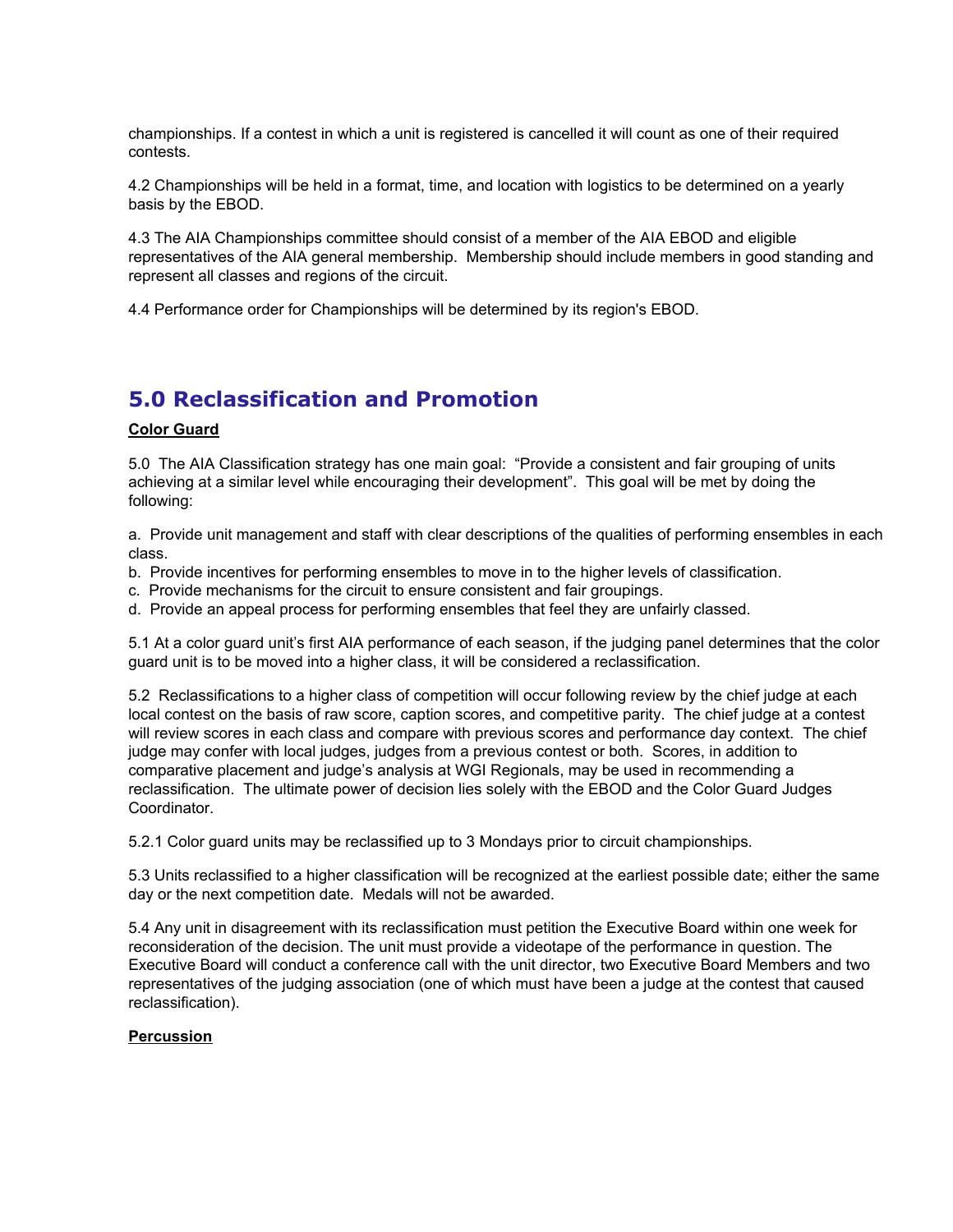championships. If a contest in which a unit is registered is cancelled it will count as one of their required contests.

4.2 Championships will be held in a format, time, and location with logistics to be determined on a yearly basis by the EBOD.

4.3 The AIA Championships committee should consist of a member of the AIA EBOD and eligible representatives of the AIA general membership. Membership should include members in good standing and represent all classes and regions of the circuit.

4.4 Performance order for Championships will be determined by its region's EBOD.

## 5.0 Reclassification and Promotion

**Color Guard**

5.0 The AIA Classification strategy has one main goal: "Provide a consistent and fair grouping of units achieving at a similar level while encouraging their development". This goal will be met by doing the following:

a. Provide unit management and staff with clear descriptions of the qualities of performing ensembles in each class.
b. Provide incentives for performing ensembles to move in to the higher levels of classification.
c. Provide mechanisms for the circuit to ensure consistent and fair groupings.
d. Provide an appeal process for performing ensembles that feel they are unfairly classed.

5.1 At a color guard unit's first AIA performance of each season, if the judging panel determines that the color guard unit is to be moved into a higher class, it will be considered a reclassification.

5.2 Reclassifications to a higher class of competition will occur following review by the chief judge at each local contest on the basis of raw score, caption scores, and competitive parity. The chief judge at a contest will review scores in each class and compare with previous scores and performance day context. The chief judge may confer with local judges, judges from a previous contest or both. Scores, in addition to comparative placement and judge's analysis at WGI Regionals, may be used in recommending a reclassification. The ultimate power of decision lies solely with the EBOD and the Color Guard Judges Coordinator.

5.2.1 Color guard units may be reclassified up to 3 Mondays prior to circuit championships.

5.3 Units reclassified to a higher classification will be recognized at the earliest possible date; either the same day or the next competition date. Medals will not be awarded.

5.4 Any unit in disagreement with its reclassification must petition the Executive Board within one week for reconsideration of the decision. The unit must provide a videotape of the performance in question. The Executive Board will conduct a conference call with the unit director, two Executive Board Members and two representatives of the judging association (one of which must have been a judge at the contest that caused reclassification).

**Percussion**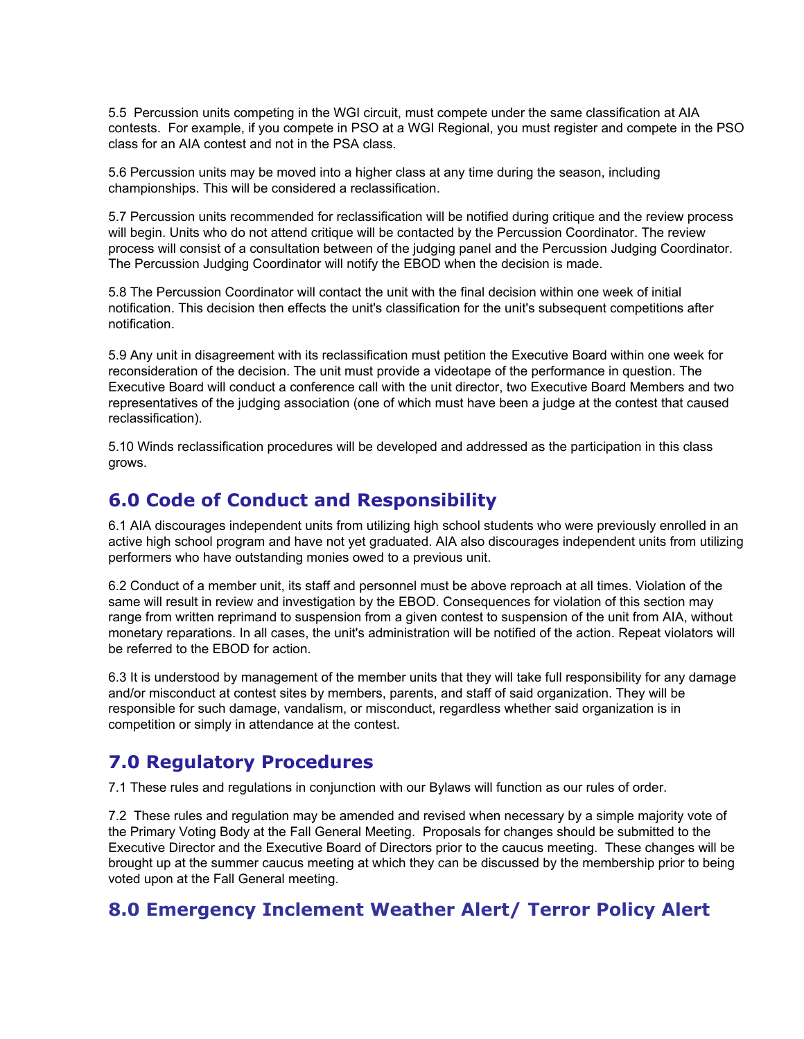5.5 Percussion units competing in the WGI circuit, must compete under the same classification at AIA contests. For example, if you compete in PSO at a WGI Regional, you must register and compete in the PSO class for an AIA contest and not in the PSA class.

5.6 Percussion units may be moved into a higher class at any time during the season, including championships. This will be considered a reclassification.

5.7 Percussion units recommended for reclassification will be notified during critique and the review process will begin. Units who do not attend critique will be contacted by the Percussion Coordinator. The review process will consist of a consultation between of the judging panel and the Percussion Judging Coordinator. The Percussion Judging Coordinator will notify the EBOD when the decision is made.

5.8 The Percussion Coordinator will contact the unit with the final decision within one week of initial notification. This decision then effects the unit's classification for the unit's subsequent competitions after notification.

5.9 Any unit in disagreement with its reclassification must petition the Executive Board within one week for reconsideration of the decision. The unit must provide a videotape of the performance in question. The Executive Board will conduct a conference call with the unit director, two Executive Board Members and two representatives of the judging association (one of which must have been a judge at the contest that caused reclassification).

5.10 Winds reclassification procedures will be developed and addressed as the participation in this class grows.

## 6.0 Code of Conduct and Responsibility

6.1 AIA discourages independent units from utilizing high school students who were previously enrolled in an active high school program and have not yet graduated. AIA also discourages independent units from utilizing performers who have outstanding monies owed to a previous unit.

6.2 Conduct of a member unit, its staff and personnel must be above reproach at all times. Violation of the same will result in review and investigation by the EBOD. Consequences for violation of this section may range from written reprimand to suspension from a given contest to suspension of the unit from AIA, without monetary reparations. In all cases, the unit's administration will be notified of the action. Repeat violators will be referred to the EBOD for action.

6.3 It is understood by management of the member units that they will take full responsibility for any damage and/or misconduct at contest sites by members, parents, and staff of said organization. They will be responsible for such damage, vandalism, or misconduct, regardless whether said organization is in competition or simply in attendance at the contest.

## 7.0 Regulatory Procedures

7.1 These rules and regulations in conjunction with our Bylaws will function as our rules of order.

7.2 These rules and regulation may be amended and revised when necessary by a simple majority vote of the Primary Voting Body at the Fall General Meeting. Proposals for changes should be submitted to the Executive Director and the Executive Board of Directors prior to the caucus meeting. These changes will be brought up at the summer caucus meeting at which they can be discussed by the membership prior to being voted upon at the Fall General meeting.

## 8.0 Emergency Inclement Weather Alert/ Terror Policy Alert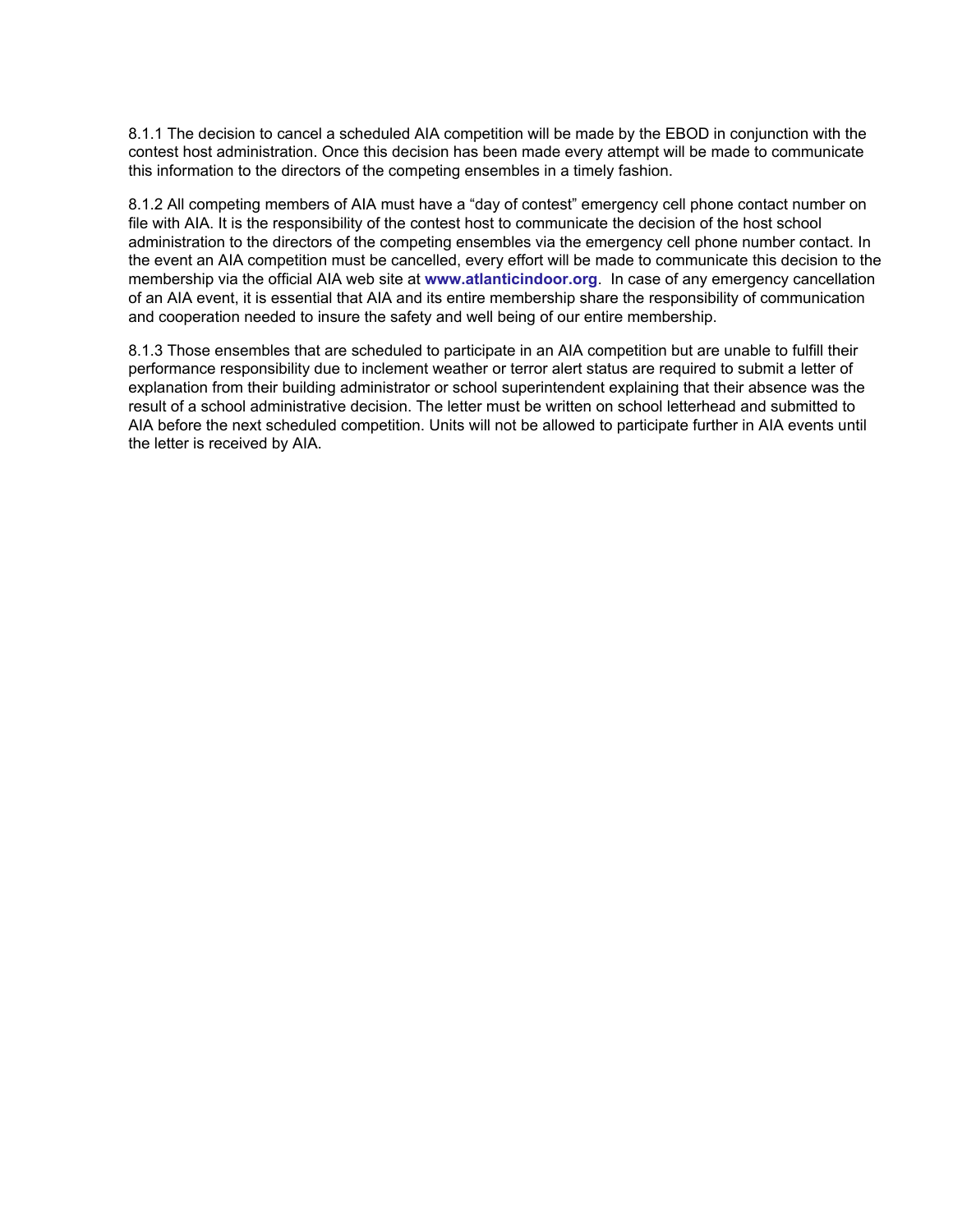8.1.1 The decision to cancel a scheduled AIA competition will be made by the EBOD in conjunction with the contest host administration. Once this decision has been made every attempt will be made to communicate this information to the directors of the competing ensembles in a timely fashion.

8.1.2 All competing members of AIA must have a “day of contest” emergency cell phone contact number on file with AIA. It is the responsibility of the contest host to communicate the decision of the host school administration to the directors of the competing ensembles via the emergency cell phone number contact. In the event an AIA competition must be cancelled, every effort will be made to communicate this decision to the membership via the official AIA web site at **www.atlanticindoor.org**. In case of any emergency cancellation of an AIA event, it is essential that AIA and its entire membership share the responsibility of communication and cooperation needed to insure the safety and well being of our entire membership.

8.1.3 Those ensembles that are scheduled to participate in an AIA competition but are unable to fulfill their performance responsibility due to inclement weather or terror alert status are required to submit a letter of explanation from their building administrator or school superintendent explaining that their absence was the result of a school administrative decision. The letter must be written on school letterhead and submitted to AIA before the next scheduled competition. Units will not be allowed to participate further in AIA events until the letter is received by AIA.